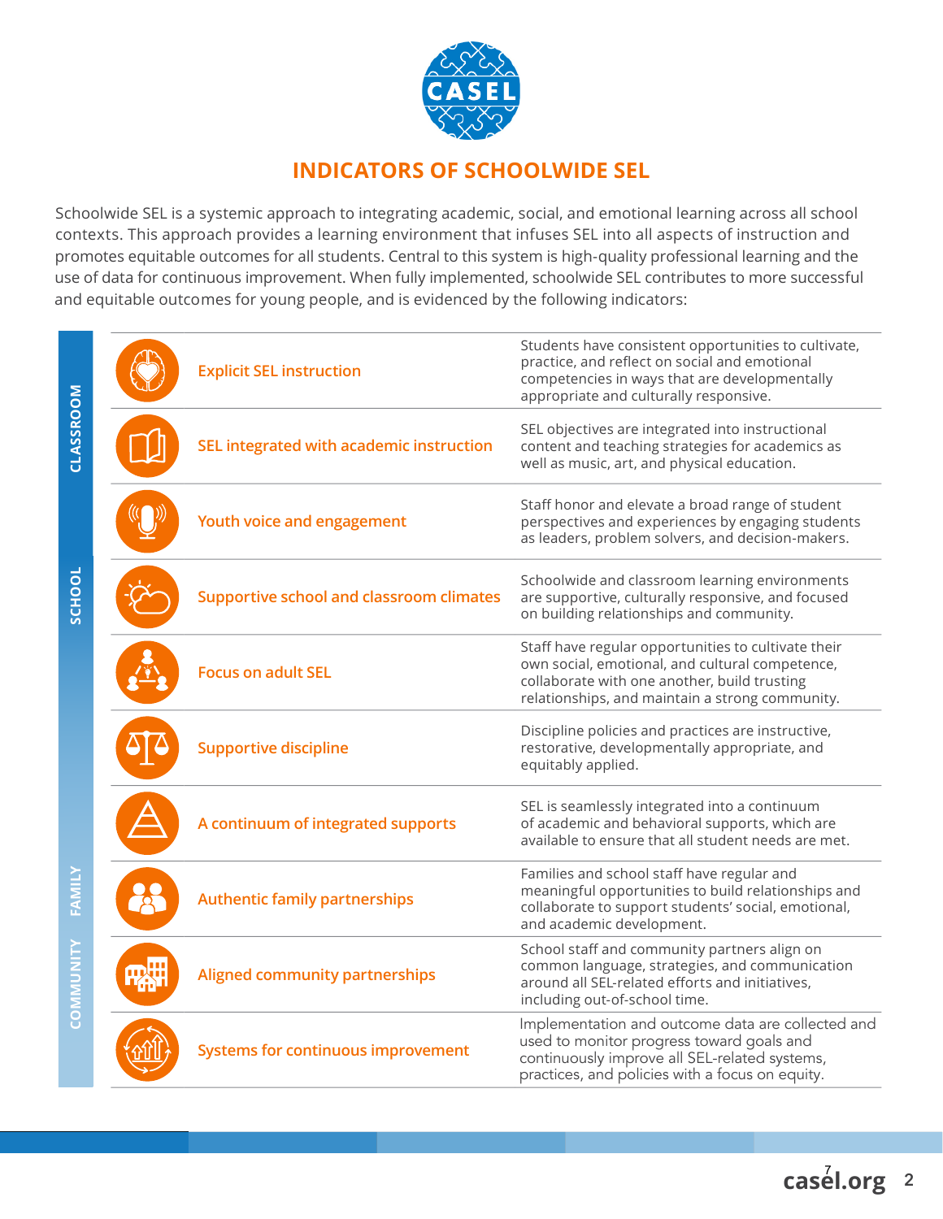CASEL

# INDICATORS OF SCHOOLWIDE SEL

Schoolwide SEL is a systemic approach to integrating academic, social, and emotional learning across all school contexts. This approach provides a learning environment that infuses SEL into all aspects of instruction and promotes equitable outcomes for all students. Central to this system is high-quality professional learning and the use of data for continuous improvement. When fully implemented, schoolwide SEL contributes to more successful and equitable outcomes for young people, and is evidenced by the following indicators:

| Context | Indicator | Description |
| --- | --- | --- |
| CLASSROOM | Explicit SEL instruction | Students have consistent opportunities to cultivate, practice, and reflect on social and emotional competencies in ways that are developmentally appropriate and culturally responsive. |
| CLASSROOM | SEL integrated with academic instruction | SEL objectives are integrated into instructional content and teaching strategies for academics as well as music, art, and physical education. |
| CLASSROOM | Youth voice and engagement | Staff honor and elevate a broad range of student perspectives and experiences by engaging students as leaders, problem solvers, and decision-makers. |
| SCHOOL | Supportive school and classroom climates | Schoolwide and classroom learning environments are supportive, culturally responsive, and focused on building relationships and community. |
| SCHOOL | Focus on adult SEL | Staff have regular opportunities to cultivate their own social, emotional, and cultural competence, collaborate with one another, build trusting relationships, and maintain a strong community. |
| SCHOOL | Supportive discipline | Discipline policies and practices are instructive, restorative, developmentally appropriate, and equitably applied. |
| SCHOOL | A continuum of integrated supports | SEL is seamlessly integrated into a continuum of academic and behavioral supports, which are available to ensure that all student needs are met. |
| FAMILY | Authentic family partnerships | Families and school staff have regular and meaningful opportunities to build relationships and collaborate to support students' social, emotional, and academic development. |
| COMMUNITY | Aligned community partnerships | School staff and community partners align on common language, strategies, and communication around all SEL-related efforts and initiatives, including out-of-school time. |
| COMMUNITY | Systems for continuous improvement | Implementation and outcome data are collected and used to monitor progress toward goals and continuously improve all SEL-related systems, practices, and policies with a focus on equity. |

casel.org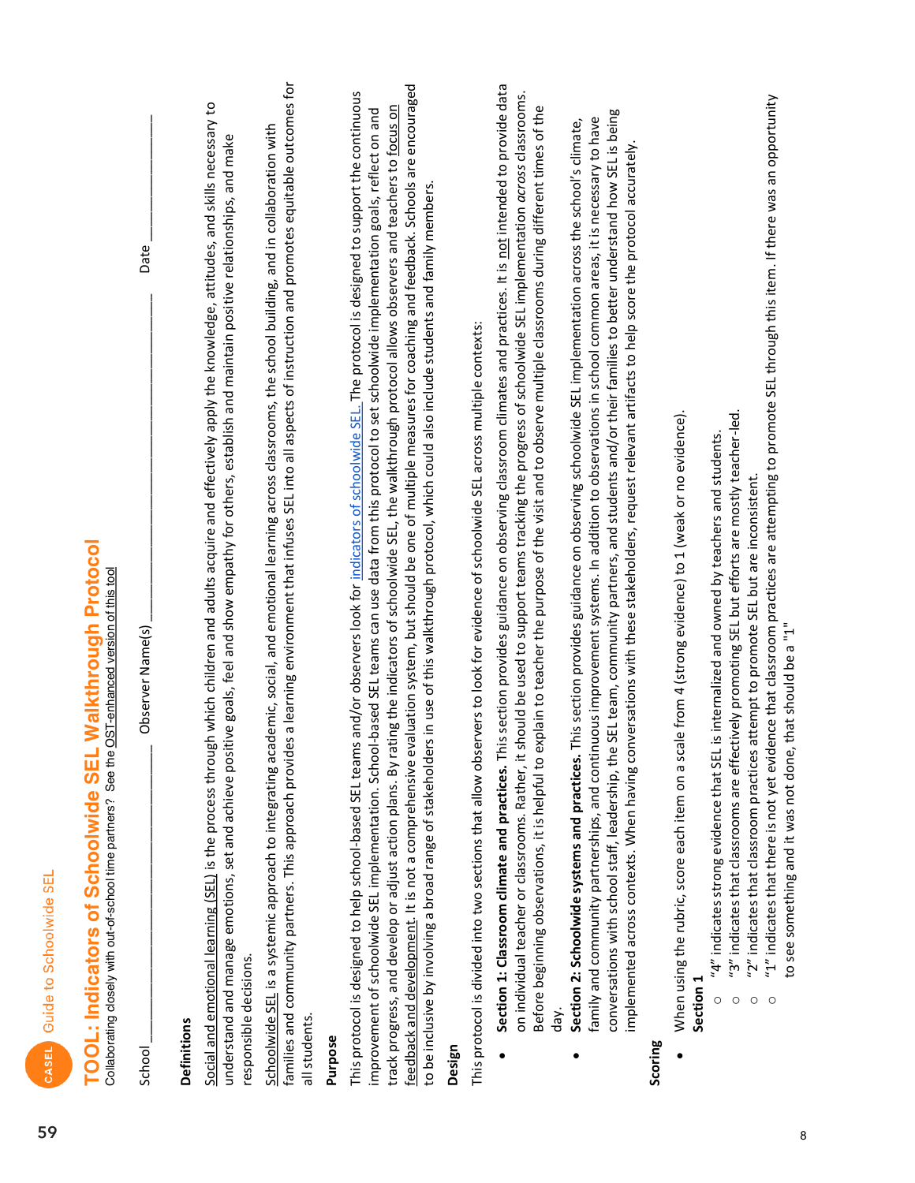# TOOL: Indicators of Schoolwide SEL Walkthrough Protocol

Collaborating closely with out-of-school time partners? See the OST-enhanced version of this tool

School ______________________ Observer Name(s) ______________________ Date ______________

## Definitions

Social and emotional learning (SEL) is the process through which children and adults acquire and effectively apply the knowledge, attitudes, and skills necessary to understand and manage emotions, set and achieve positive goals, feel and show empathy for others, establish and maintain positive relationships, and make responsible decisions.

Schoolwide SEL is a systemic approach to integrating academic, social, and emotional learning across classrooms, the school building, and in collaboration with families and community partners. This approach provides a learning environment that infuses SEL into all aspects of instruction and promotes equitable outcomes for all students.

## Purpose

This protocol is designed to help school-based SEL teams and/or observers look for indicators of schoolwide SEL. The protocol is designed to support the continuous improvement of schoolwide SEL implementation. School-based SEL teams can use data from this protocol to set schoolwide implementation goals, reflect on and track progress, and develop or adjust action plans. By rating the indicators of schoolwide SEL, the walkthrough protocol allows observers and teachers to focus on feedback and development. It is not a comprehensive evaluation system, but should be one of multiple measures for coaching and feedback. Schools are encouraged to be inclusive by involving a broad range of stakeholders in use of this walkthrough protocol, which could also include students and family members.

## Design

This protocol is divided into two sections that allow observers to look for evidence of schoolwide SEL across multiple contexts:

- **Section 1: Classroom climate and practices.** This section provides guidance on observing classroom climates and practices. It is not intended to provide data on individual teacher or classrooms. Rather, it should be used to support teams tracking the progress of schoolwide SEL implementation *across* classrooms. Before beginning observations, it is helpful to explain to teacher the purpose of the visit and to observe multiple classrooms during different times of the day.
- **Section 2: Schoolwide systems and practices.** This section provides guidance on observing schoolwide SEL implementation across the school's climate, family and community partnerships, and continuous improvement systems. In addition to observations in school common areas, it is necessary to have conversations with school staff, leadership, the SEL team, community partners, and students and/or their families to better understand how SEL is being implemented across contexts. When having conversations with these stakeholders, request relevant artifacts to help score the protocol accurately.

## Scoring

- When using the rubric, score each item on a scale from 4 (strong evidence) to 1 (weak or no evidence).

  **Section 1**
  - "4" indicates strong evidence that SEL is internalized and owned by teachers and students.
  - "3" indicates that classrooms are effectively promoting SEL but efforts are mostly teacher-led.
  - "2" indicates that classroom practices attempt to promote SEL but are inconsistent.
  - "1" indicates that there is not yet evidence that classroom practices are attempting to promote SEL through this item. If there was an opportunity to see something and it was not done, that should be a "1"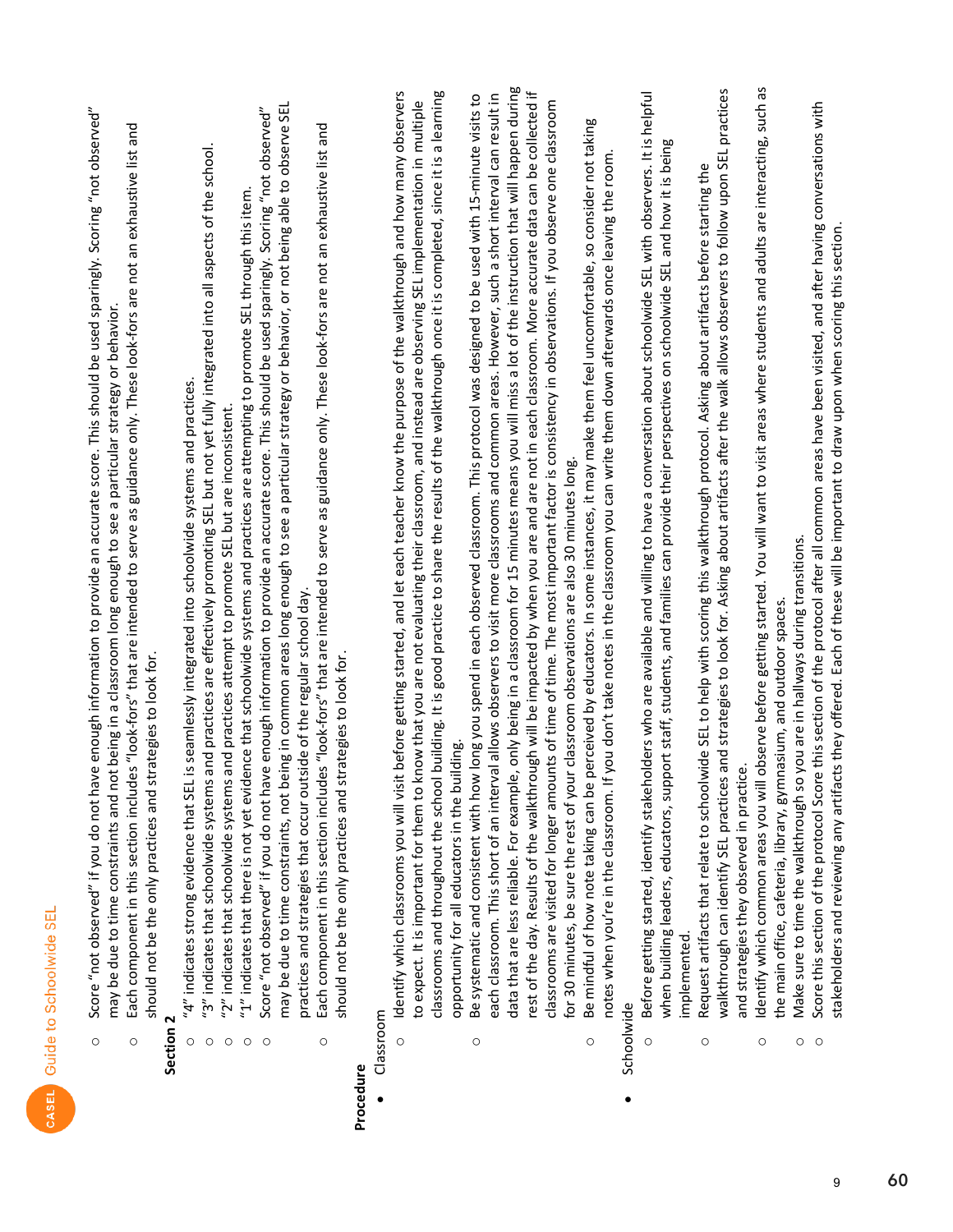- Score "not observed" if you do not have enough information to provide an accurate score. This should be used sparingly. Scoring "not observed" may be due to time constraints and not being in a classroom long enough to see a particular strategy or behavior.
- Each component in this section includes "look-fors" that are intended to serve as guidance only. These look-fors are not an exhaustive list and should not be the only practices and strategies to look for.

**Section 2**

- "4" indicates strong evidence that SEL is seamlessly integrated into schoolwide systems and practices.
- "3" indicates that schoolwide systems and practices are effectively promoting SEL but not yet fully integrated into all aspects of the school.
- "2" indicates that schoolwide systems and practices attempt to promote SEL but are inconsistent.
- "1" indicates that there is not yet evidence that schoolwide systems and practices are attempting to promote SEL through this item.
- Score "not observed" if you do not have enough information to provide an accurate score. This should be used sparingly. Scoring "not observed" may be due to time constraints, not being in common areas long enough to see a particular strategy or behavior, or not being able to observe SEL practices and strategies that occur outside of the regular school day.
- Each component in this section includes "look-fors" that are intended to serve as guidance only. These look-fors are not an exhaustive list and should not be the only practices and strategies to look for.

**Procedure**

- Classroom
  - Identify which classrooms you will visit before getting started, and let each teacher know the purpose of the walkthrough and how many observers to expect. It is important for them to know that you are not evaluating their classroom, and instead are observing SEL implementation in multiple classrooms and throughout the school building. It is good practice to share the results of the walkthrough once it is completed, since it is a learning opportunity for all educators in the building.
  - Be systematic and consistent with how long you spend in each observed classroom. This protocol was designed to be used with 15-minute visits to each classroom. This short of an interval allows observers to visit more classrooms and common areas. However, such a short interval can result in data that are less reliable. For example, only being in a classroom for 15 minutes means you will miss a lot of the instruction that will happen during rest of the day. Results of the walkthrough will be impacted by when you are and are not in each classroom. More accurate data can be collected if classrooms are visited for longer amounts of time. The most important factor is consistency in observations. If you observe one classroom for 30 minutes, be sure the rest of your classroom observations are also 30 minutes long.
  - Be mindful of how note taking can be perceived by educators. In some instances, it may make them feel uncomfortable, so consider not taking notes when you're in the classroom. If you don't take notes in the classroom you can write them down afterwards once leaving the room.
- Schoolwide
  - Before getting started, identify stakeholders who are available and willing to have a conversation about schoolwide SEL with observers. It is helpful when building leaders, educators, support staff, students, and families can provide their perspectives on schoolwide SEL and how it is being implemented.
  - Request artifacts that relate to schoolwide SEL to help with scoring this walkthrough protocol. Asking about artifacts before starting the walkthrough can identify SEL practices and strategies to look for. Asking about artifacts after the walk allows observers to follow upon SEL practices and strategies they observed in practice.
  - Identify which common areas you will observe before getting started. You will want to visit areas where students and adults are interacting, such as the main office, cafeteria, library, gymnasium, and outdoor spaces.
  - Make sure to time the walkthrough so you are in hallways during transitions.
  - Score this section of the protocol Score this section of the protocol after all common areas have been visited, and after having conversations with stakeholders and reviewing any artifacts they offered. Each of these will be important to draw upon when scoring this section.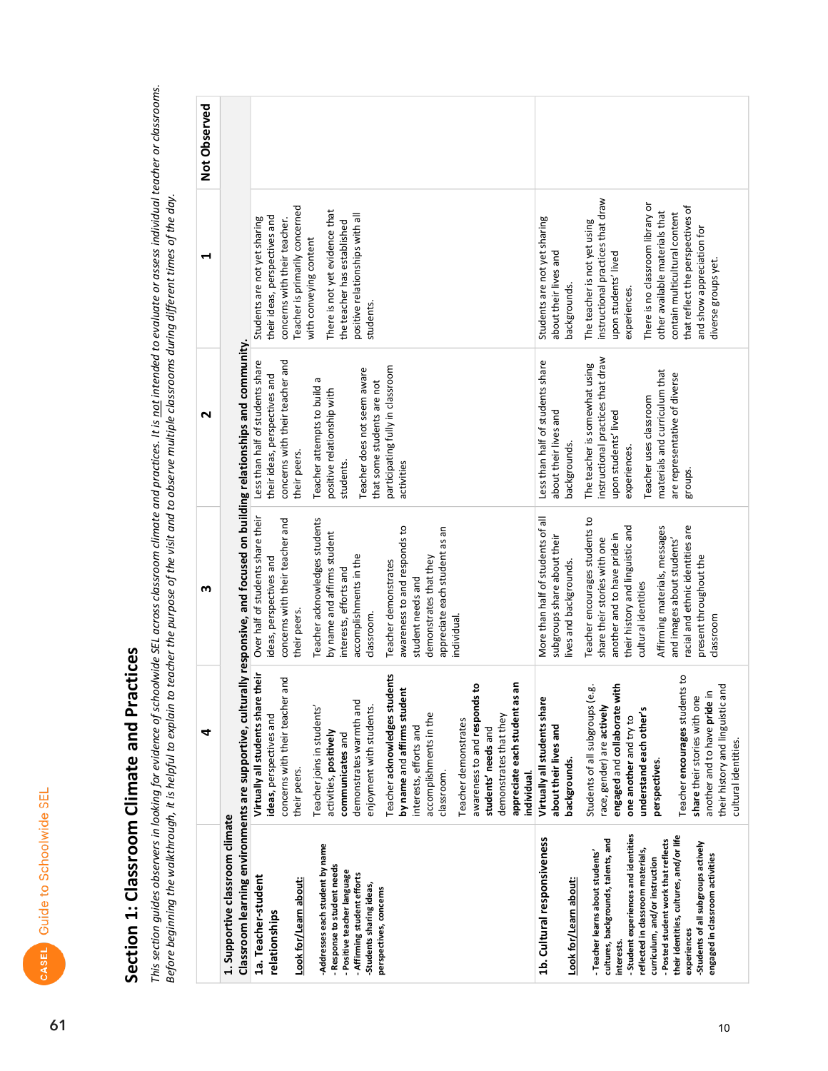## Section 1: Classroom Climate and Practices

*This section guides observers in looking for evidence of schoolwide SEL across classroom climate and practices. It is not intended to evaluate or assess individual teacher or classrooms. Before beginning the walkthrough, it is helpful to explain to teacher the purpose of the visit and to observe multiple classrooms during different times of the day.*

| | 4 | 3 | 2 | 1 | Not Observed |
|---|---|---|---|---|---|
| **1. Supportive classroom climate** Classroom learning environments are supportive, culturally responsive, and focused on building relationships and community. | | | | | |
| **1a. Teacher-student relationships**<br><br>Look for/Learn about:<br>-Addresses each student by name<br>- Response to student needs<br>- Positive teacher language<br>- Affirming student efforts<br>-Students sharing ideas, perspectives, concerns | **Virtually all students share their ideas**, perspectives and concerns with their teacher and their peers.<br><br>Teacher joins in students' activities, **positively communicates** and demonstrates warmth and enjoyment with students.<br><br>Teacher **acknowledges students by name** and **affirms student** interests, efforts and accomplishments in the classroom.<br><br>Teacher demonstrates awareness to and **responds to students' needs** and demonstrates that they **appreciate each student as an individual**. | Over half of students share their ideas, perspectives and concerns with their teacher and their peers.<br><br>Teacher acknowledges students by name and affirms student interests, efforts and accomplishments in the classroom.<br><br>Teacher demonstrates awareness to and responds to student needs and demonstrates that they appreciate each student as an individual. | Less than half of students share their ideas, perspectives and concerns with their teacher and their peers.<br><br>Teacher attempts to build a positive relationship with students.<br><br>Teacher does not seem aware that some students are not participating fully in classroom activities | Students are not yet sharing their ideas, perspectives and concerns with their teacher. Teacher is primarily concerned with conveying content<br><br>There is not yet evidence that the teacher has established positive relationships with all students. | |
| **1b. Cultural responsiveness**<br><br>Look for/Learn about:<br>- Teacher learns about students' cultures, backgrounds, talents, and interests.<br>- Student experiences and identities reflected in classroom materials, curriculum, and/or instruction<br>- Posted student work that reflects their identities, cultures, and/or life experiences<br>-Students of all subgroups actively engaged in classroom activities | **Virtually all students share about their lives and backgrounds.**<br><br>Students of all subgroups (e.g. race, gender) are **actively engaged** and **collaborate with one another** and try to **understand each other's perspectives**.<br><br>Teacher **encourages** students to **share** their stories with one another and to have **pride** in their history and linguistic and cultural identities. | More than half of students of all subgroups share about their lives and backgrounds.<br><br>Teacher encourages students to share their stories with one another and to have pride in their history and linguistic and cultural identities<br><br>Affirming materials, messages and images about students' racial and ethnic identities are present throughout the classroom | Less than half of students share about their lives and backgrounds.<br><br>The teacher is somewhat using instructional practices that draw upon students' lived experiences.<br><br>Teacher uses classroom materials and curriculum that are representative of diverse groups. | Students are not yet sharing about their lives and backgrounds.<br><br>The teacher is not yet using instructional practices that draw upon students' lived experiences.<br><br>There is no classroom library or other available materials that contain multicultural content that reflect the perspectives of and show appreciation for diverse groups yet. | |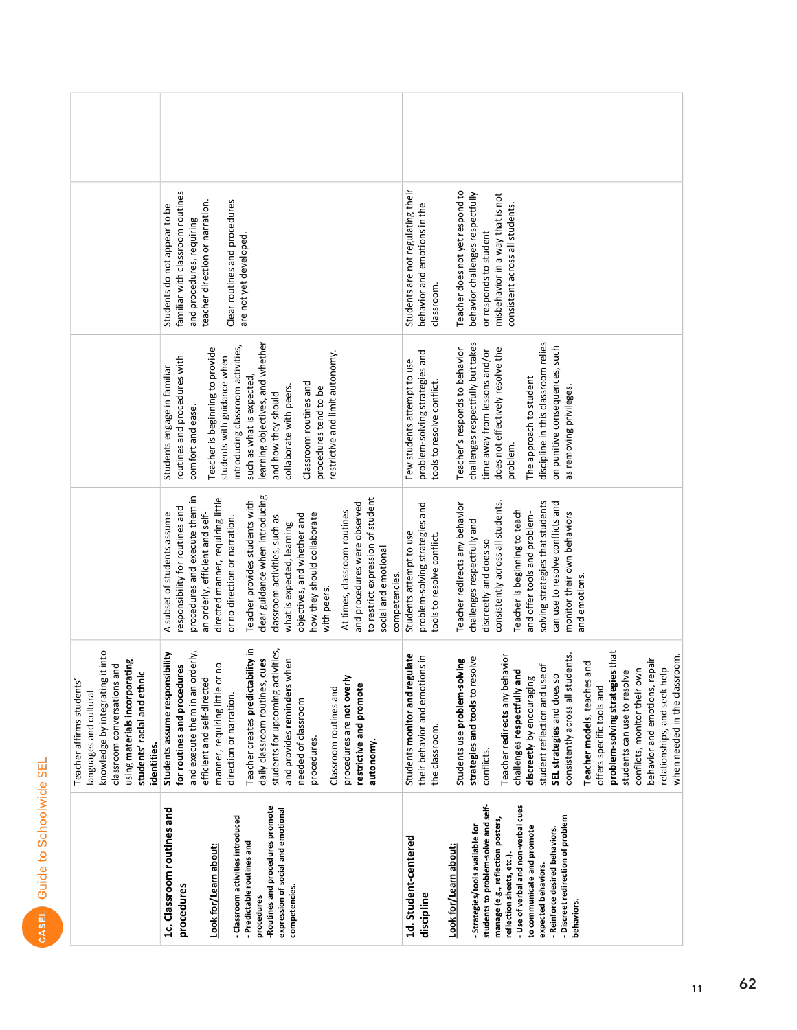| | | | | |
|---|---|---|---|---|
| | Teacher affirms students' languages and cultural knowledge by integrating it into classroom conversations and using **materials incorporating students' racial and ethnic identities.** | | | |
| **1c. Classroom routines and procedures**<br><br>Look for/Learn about:<br><br>- Classroom activities introduced<br>- Predictable routines and procedures<br>-Routines and procedures promote expression of social and emotional competencies. | **Students assume responsibility for routines and procedures** and execute them in an orderly, efficient and self-directed manner, requiring little or no direction or narration.<br><br>Teacher creates **predictability** in daily classroom routines, **cues** students for upcoming activities, and provides **reminders** when needed of classroom procedures.<br><br>Classroom routines and procedures are **not overly restrictive and promote autonomy.** | A subset of students assume responsibility for routines and procedures and execute them in an orderly, efficient and self-directed manner, requiring little or no direction or narration.<br><br>Teacher provides students with clear guidance when introducing classroom activities, such as what is expected, learning objectives, and whether and how they should collaborate with peers.<br><br>At times, classroom routines and procedures were observed to restrict expression of student social and emotional competencies. | Students engage in familiar routines and procedures with comfort and ease.<br><br>Teacher is beginning to provide students with guidance when introducing classroom activities, such as what is expected, learning objectives, and whether and how they should collaborate with peers.<br><br>Classroom routines and procedures tend to be restrictive and limit autonomy. | Students do not appear to be familiar with classroom routines and procedures, requiring teacher direction or narration.<br><br>Clear routines and procedures are not yet developed. |
| **1d. Student-centered discipline**<br><br>Look for/Learn about:<br><br>- Strategies/tools available for students to problem-solve and self-manage (e.g., reflection posters, reflection sheets, etc.)<br>- Use of verbal and non-verbal cues to communicate and promote expected behaviors.<br>- Reinforce desired behaviors.<br>- Discreet redirection of problem behaviors. | Students **monitor and regulate** their behavior and emotions in the classroom.<br><br>Students use **problem-solving strategies and tools** to resolve conflicts.<br><br>Teacher **redirects** any behavior challenges **respectfully and discreetly** by encouraging student reflection and use of **SEL strategies** and does so consistently across all students.<br><br>**Teacher models**, teaches and offers specific tools and **problem-solving strategies** that students can use to resolve conflicts, monitor their own behavior and emotions, repair relationships, and seek help when needed in the classroom. | Students attempt to use problem-solving strategies and tools to resolve conflict.<br><br>Teacher redirects any behavior challenges respectfully and discreetly and does so consistently across all students.<br><br>Teacher is beginning to teach and offer tools and problem-solving strategies that students can use to resolve conflicts and monitor their own behaviors and emotions. | Few students attempt to use problem-solving strategies and tools to resolve conflict.<br><br>Teacher's responds to behavior challenges respectfully but takes time away from lessons and/or does not effectively resolve the problem.<br><br>The approach to student discipline in this classroom relies on punitive consequences, such as removing privileges. | Students are not regulating their behavior and emotions in the classroom.<br><br>Teacher does not yet respond to behavior challenges respectfully or responds to student misbehavior in a way that is not consistent across all students. |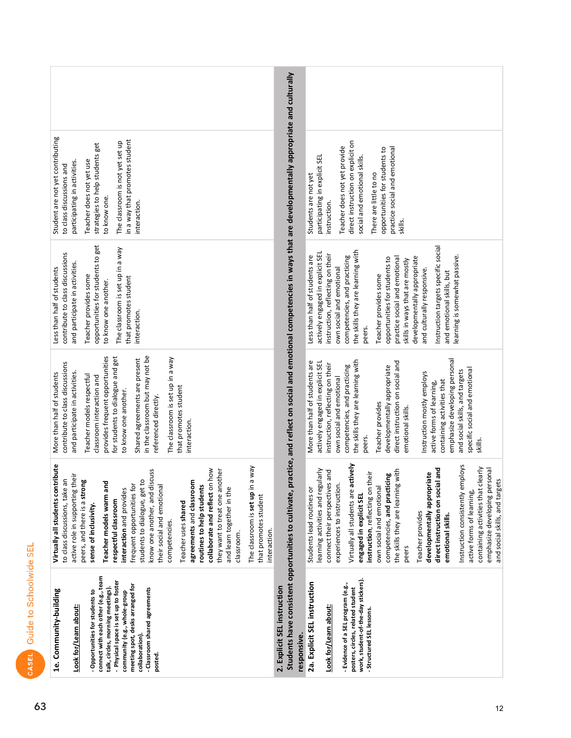| | | | | |
|---|---|---|---|---|
| **1e. Community-building**<br><br>Look for/Learn about:<br><br>- Opportunities for students to connect with each other (e.g., team talk, circles, morning meetings).<br>- Physical space is set up to foster community (e.g., whole-group meeting spot, desks arranged for collaboration).<br>- Classroom shared agreements posted. | **Virtually all students contribute** to class discussions, take an active role in supporting their peers, and there is a **strong sense of inclusivity.**<br><br>**Teacher models warm and respectful classroom interaction** and provides frequent opportunities for students to dialogue, get to know one another, and discuss their social and emotional competencies.<br><br>Teacher uses **shared agreements and classroom routines to help students collaborate and reflect** on how they want to treat one another and learn together in the classroom.<br><br>The classroom is **set up** in a way that promotes student interaction. | More than half of students contribute to class discussions and participate in activities.<br><br>Teacher models respectful classroom interaction and provides frequent opportunities for students to dialogue and get to know one another.<br><br>Shared agreements are present in the classroom but may not be referenced directly.<br><br>The classroom is set up in a way that promotes student interaction. | Less than half of students contribute to class discussions and participate in activities.<br><br>Teacher provides some opportunities for students to get to know one another.<br><br>The classroom is set up in a way that promotes student interaction. | Student are not yet contributing to class discussions and participating in activities.<br><br>Teacher does not yet use strategies to help students get to know one.<br><br>The classroom is not yet set up in a way that promotes student interaction. |
| **2. Explicit SEL instruction**<br>**Students have consistent opportunities to cultivate, practice, and reflect on social and emotional competencies in ways that are developmentally appropriate and culturally responsive.** | | | | |
| **2a. Explicit SEL instruction**<br><br>Look for/Learn about:<br><br>- Evidence of a SEL program (e.g., posters, circles, related student work, student-of-the-day stickers).<br>- Structured SEL lessons. | Students lead routines or learning activities and regularly connect their perspectives and experiences to instruction.<br><br>Virtually all students are **actively engaged in explicit SEL instruction**, reflecting on their own social and emotional competencies, **and practicing** the skills they are learning with peers<br><br>Teacher provides **developmentally appropriate direct instruction on social and emotional skills.**<br><br>Instruction consistently employs active forms of learning, containing activities that clearly emphasize developing personal and social skills, and targets | More than half of students are actively engaged in explicit SEL instruction, reflecting on their own social and emotional competencies, and practicing the skills they are learning with peers.<br><br>Teacher provides developmentally appropriate direct instruction on social and emotional skills.<br><br>Instruction mostly employs active forms of learning, containing activities that emphasize developing personal and social skills, and targets specific social and emotional skills. | Less than half of students are actively engaged in explicit SEL instruction, reflecting on their own social and emotional competencies, and practicing the skills they are learning with peers.<br><br>Teacher provides some opportunities for students to practice social and emotional skills in ways that are mostly developmentally appropriate and culturally responsive.<br><br>Instruction targets specific social and emotional skills, but learning is somewhat passive. | Students are not yet participating in explicit SEL instruction.<br><br>Teacher does not yet provide direct instruction on explicit on social and emotional skills.<br><br>There are little to no opportunities for students to practice social and emotional skills. |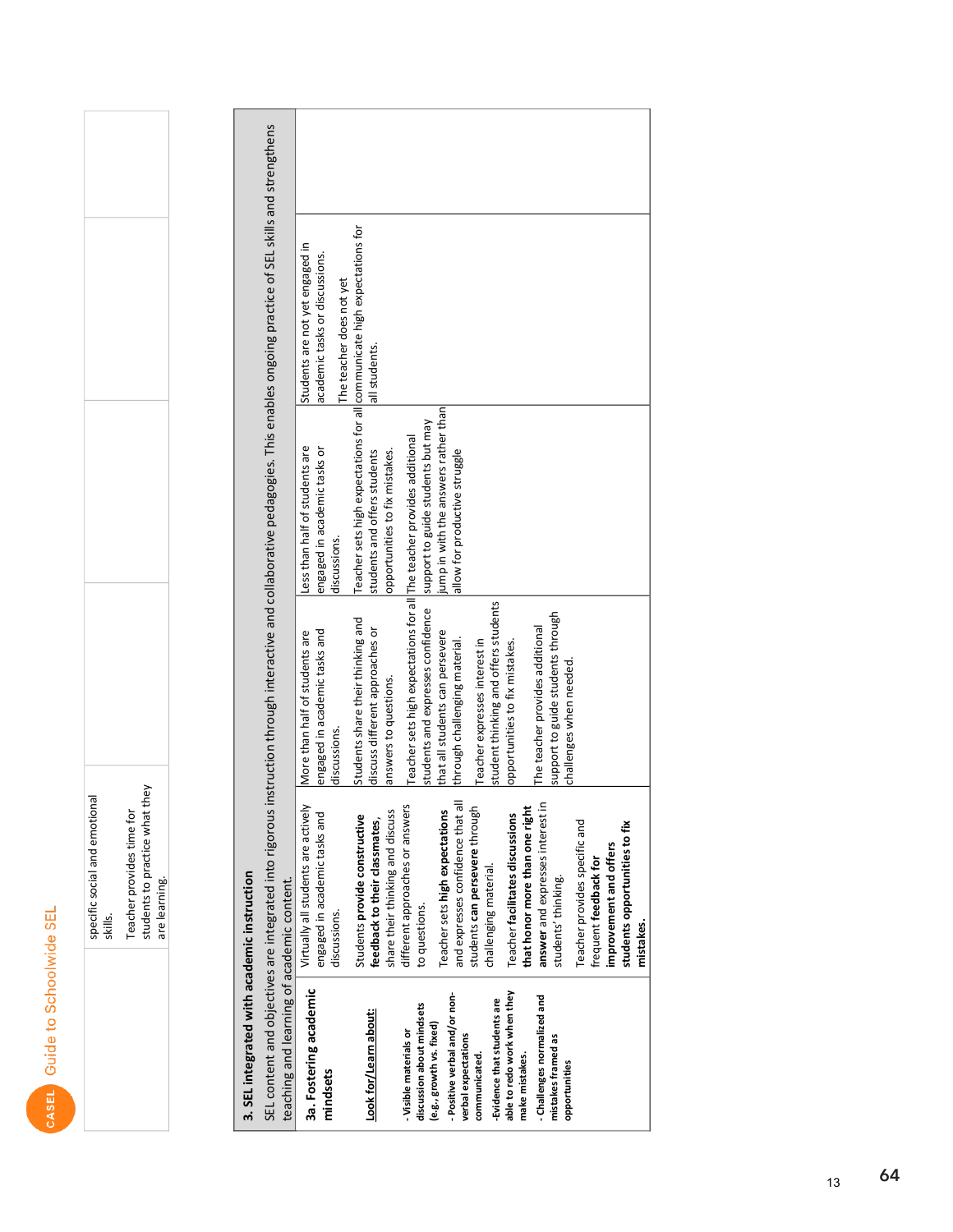| | specific social and emotional skills.<br><br>Teacher provides time for students to practice what they are learning. | | | |
|---|---|---|---|---|

**3. SEL integrated with academic instruction**

SEL content and objectives are integrated into rigorous instruction through interactive and collaborative pedagogies. This enables ongoing practice of SEL skills and strengthens teaching and learning of academic content.

| **3a. Fostering academic mindsets**<br><br>**Look for/Learn about:**<br><br>- Visible materials or discussion about mindsets (e.g., growth vs. fixed)<br>- Positive verbal and/or non-verbal expectations communicated.<br>-Evidence that students are able to redo work when they make mistakes.<br>- Challenges normalized and mistakes framed as opportunities | Virtually all students are actively engaged in academic tasks and discussions.<br><br>Students **provide constructive feedback to their classmates**, share their thinking and discuss different approaches or answers to questions.<br><br>Teacher sets **high expectations** and expresses confidence that all students **can persevere** through challenging material.<br><br>Teacher **facilitates discussions that honor more than one right answer** and expresses interest in students' thinking.<br><br>Teacher provides specific and frequent **feedback for improvement and offers students opportunities to fix mistakes**. | More than half of students are engaged in academic tasks and discussions.<br><br>Students share their thinking and discuss different approaches or answers to questions.<br><br>Teacher sets high expectations for all students and expresses confidence that all students can persevere through challenging material.<br><br>Teacher expresses interest in student thinking and offers students opportunities to fix mistakes.<br><br>The teacher provides additional support to guide students through challenges when needed. | Less than half of students are engaged in academic tasks or discussions.<br><br>Teacher sets high expectations for all students and offers students opportunities to fix mistakes.<br><br>The teacher provides additional support to guide students but may jump in with the answers rather than allow for productive struggle | Students are not yet engaged in academic tasks or discussions.<br><br>The teacher does not yet communicate high expectations for all students. | |
|---|---|---|---|---|---|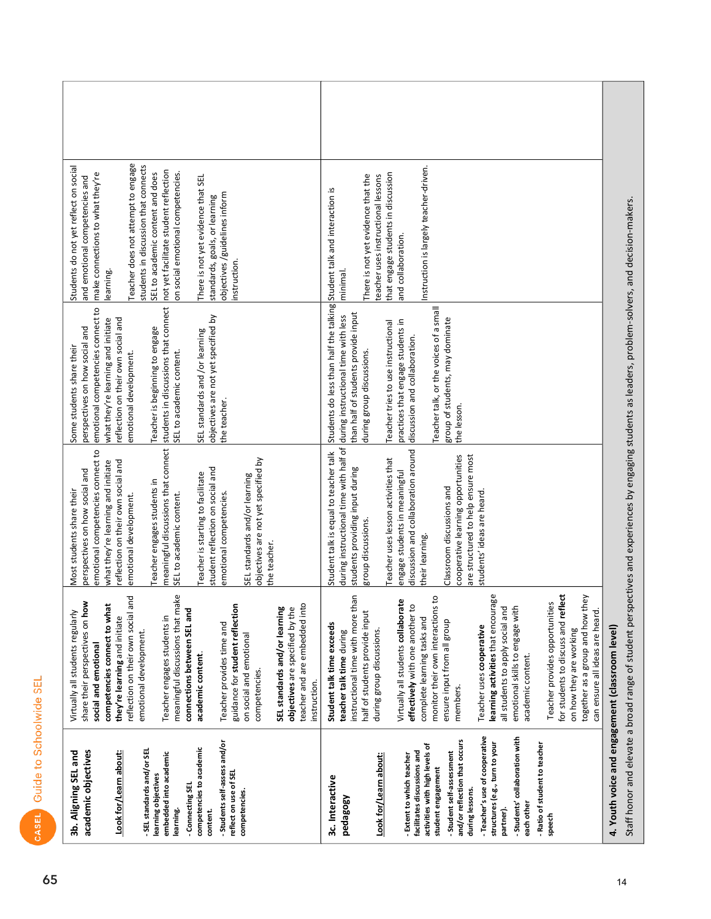| | | | | |
|---|---|---|---|---|
| **3b. Aligning SEL and academic objectives**<br><br>**Look for/Learn about:**<br><br>- SEL standards and/or SEL learning objectives embedded into academic learning.<br>- Connecting SEL competencies to academic content.<br>- Students self-assess and/or reflect on use of SEL competencies. | Virtually all students regularly share their perspectives on **how social and emotional competencies connect to what they're learning** and initiate reflection on their own social and emotional development.<br><br>Teacher engages students in meaningful discussions that make **connections between SEL and academic content**.<br><br>Teacher provides time and guidance for **student reflection** on social and emotional competencies.<br><br>**SEL standards and/or learning objectives** are specified by the teacher and are embedded into instruction. | Most students share their perspectives on how social and emotional competencies connect to what they're learning and initiate reflection on their own social and emotional development.<br><br>Teacher engages students in meaningful discussions that connect SEL to academic content.<br><br>Teacher is starting to facilitate student reflection on social and emotional competencies.<br><br>SEL standards and/or learning objectives are not yet specified by the teacher. | Some students share their perspectives on how social and emotional competencies connect to what they're learning and initiate reflection on their own social and emotional development.<br><br>Teacher is beginning to engage students in discussions that connect SEL to academic content.<br><br>SEL standards and/or learning objectives are not yet specified by the teacher. | Students do not yet reflect on social and emotional competencies and make connections to what they're learning.<br><br>Teacher does not attempt to engage students in discussion that connects SEL to academic content and does not yet facilitate student reflection on social emotional competencies.<br><br>There is not yet evidence that SEL standards, goals, or learning objectives /guidelines inform instruction. |
| **3c. Interactive pedagogy**<br><br>**Look for/Learn about:**<br><br>- Extent to which teacher facilitates discussions and activities with high levels of student engagement<br>- Student self-assessment and/or reflection that occurs during lessons.<br>- Teacher's use of cooperative structures (e.g., turn to your partner).<br>- Students' collaboration with each other<br>- Ratio of student to teacher speech | **Student talk time exceeds teacher talk time** during instructional time with more than half of students provide input during group discussions.<br><br>Virtually all students **collaborate effectively** with one another to complete learning tasks and monitor their own interactions to ensure input from all group members.<br><br>Teacher uses **cooperative learning activities** that encourage all students to apply social and emotional skills to engage with academic content.<br><br>Teacher provides opportunities for students to discuss and **reflect** on how they are working together as a group and how they can ensure all ideas are heard. | Student talk is equal to teacher talk during instructional time with half of students providing input during group discussions.<br><br>Teacher uses lesson activities that engage students in meaningful discussion and collaboration around their learning.<br><br>Classroom discussions and cooperative learning opportunities are structured to help ensure most students' ideas are heard. | Students do less than half the talking during instructional time with less than half of students provide input during group discussions.<br><br>Teacher tries to use instructional practices that engage students in discussion and collaboration.<br><br>Teacher talk, or the voices of a small group of students, may dominate the lesson. | Student talk and interaction is minimal.<br><br>There is not yet evidence that the teacher uses instructional lessons that engage students in discussion and collaboration.<br><br>Instruction is largely teacher-driven. |
| **4. Youth voice and engagement (classroom level)** | | | | |
| Staff honor and elevate a broad range of student perspectives and experiences by engaging students as leaders, problem-solvers, and decision-makers. | | | | |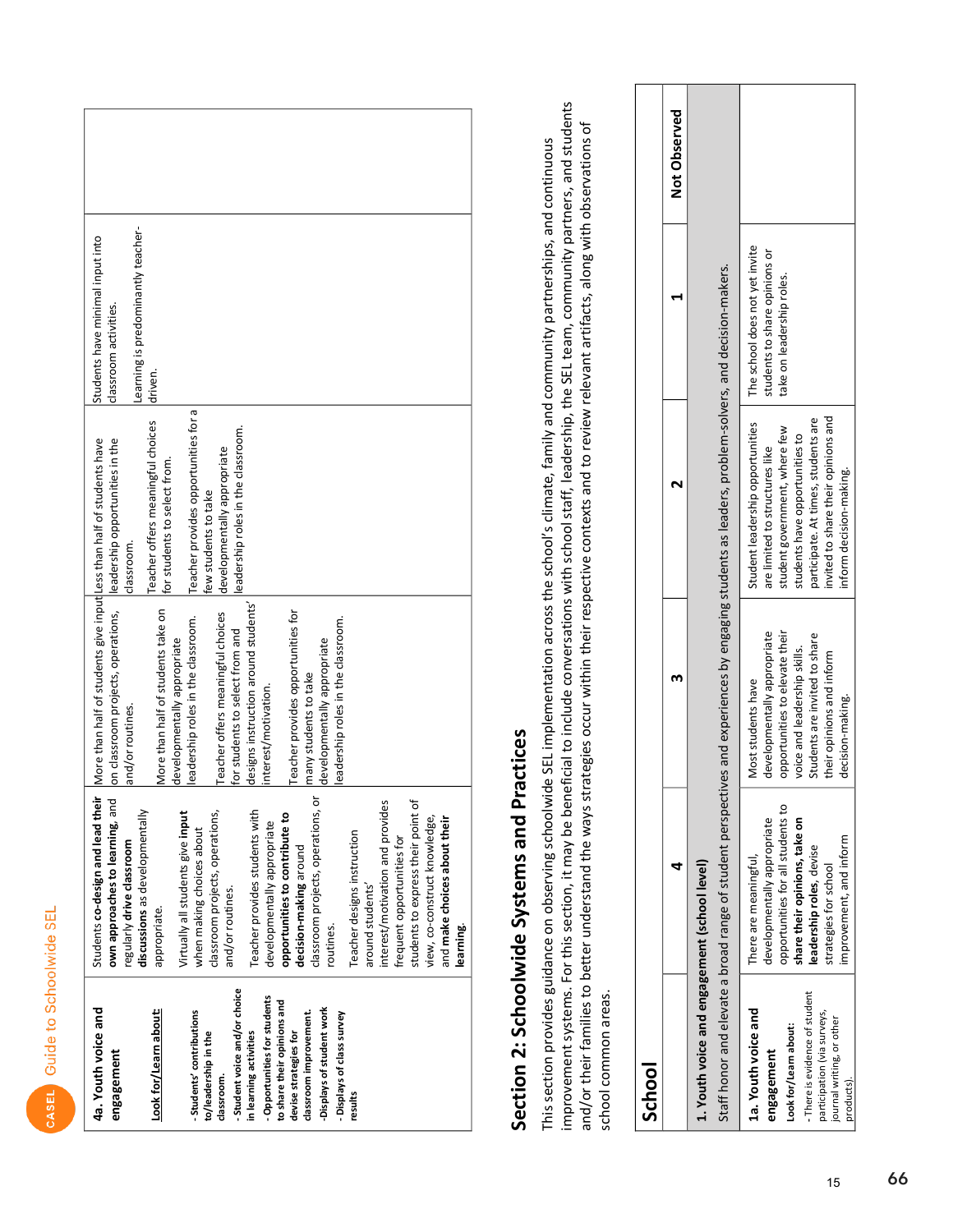| 4a. Youth voice and engagement | | | | |
|---|---|---|---|---|
| **Look for/Learn about:**<br>- Students' contributions to/leadership in the classroom.<br>- **Student voice and/or choice** in learning activities<br>- **Opportunities for students to share their opinions and devise strategies for** classroom improvement.<br>- **Displays of student work**<br>- **Displays of class survey results** | Students **co-design and lead their own approaches to learning**, and regularly **drive classroom discussions** as developmentally appropriate.<br><br>Virtually all students give **input** when making choices about classroom projects, operations, and/or routines.<br><br>Teacher provides students with developmentally appropriate **opportunities to contribute to decision-making** around classroom projects, operations, or routines.<br><br>Teacher designs instruction around students' interest/motivation and provides frequent opportunities for students to express their point of view, co-construct knowledge, and **make choices about their learning.** | More than half of students give input on classroom projects, operations, and/or routines.<br><br>More than half of students take on developmentally appropriate leadership roles in the classroom.<br><br>Teacher offers meaningful choices for students to select from and designs instruction around students' interest/motivation.<br><br>Teacher provides opportunities for many students to take developmentally appropriate leadership roles in the classroom. | Less than half of students have leadership opportunities in the classroom.<br><br>Teacher offers meaningful choices for students to select from.<br><br>Teacher provides opportunities for a few students to take developmentally appropriate leadership roles in the classroom. | Students have minimal input into classroom activities.<br><br>Learning is predominantly teacher-driven. | |

## Section 2: Schoolwide Systems and Practices

This section provides guidance on observing schoolwide SEL implementation across the school's climate, family and community partnerships, and continuous improvement systems. For this section, it may be beneficial to include conversations with school staff, leadership, the SEL team, community partners, and students and/or their families to better understand the ways strategies occur within their respective contexts and to review relevant artifacts, along with observations of school common areas.

| School | 4 | 3 | 2 | 1 | Not Observed |
|---|---|---|---|---|---|
| **1. Youth voice and engagement (school level)**<br>Staff honor and elevate a broad range of student perspectives and experiences by engaging students as leaders, problem-solvers, and decision-makers. | | | | | |
| **1a. Youth voice and engagement**<br>**Look for/Learn about:**<br>- There is evidence of student participation (via surveys, journal writing, or other products). | There are meaningful, developmentally appropriate opportunities for all students to **share their opinions, take on leadership roles**, devise strategies for school improvement, and inform | Most students have developmentally appropriate opportunities to elevate their voice and leadership skills. Students are invited to share their opinions and inform decision-making. | Student leadership opportunities are limited to structures like student government, where few students have opportunities to participate. At times, students are invited to share their opinions and inform decision-making. | The school does not yet invite students to share opinions or take on leadership roles. | |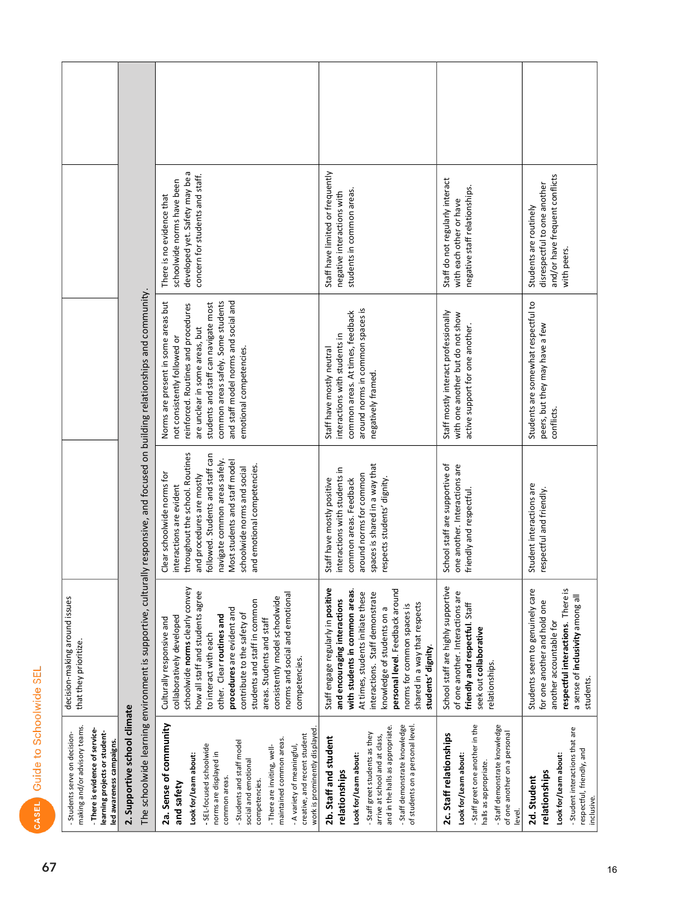| | | | | | |
|---|---|---|---|---|---|
| - Students serve on decision-making and/or advisory teams.<br>- **There is evidence of service-learning projects or student-led awareness campaigns.** | decision-making around issues that they prioritize. | | | | |
| **2. Supportive school climate** | | | | | |
| The schoolwide learning environment is supportive, culturally responsive, and focused on building relationships and community. | | | | | |
| **2a. Sense of community and safety**<br>**Look for/Learn about:**<br>- SEL-focused schoolwide norms are displayed in common areas.<br>- Students and staff model social and emotional competencies.<br>- There are inviting, well-maintained common areas.<br>- A variety of meaningful, creative, and recent student work is prominently displayed. | Culturally responsive and collaboratively developed schoolwide **norms** clearly convey how all staff and students agree to interact with each other. Clear **routines and procedures** are evident and contribute to the safety of students and staff in common areas. Students and staff consistently model schoolwide norms and social and emotional competencies. | Clear schoolwide norms for interactions are evident throughout the school. Routines and procedures are mostly followed. Students and staff can navigate common areas safely. Most students and staff model schoolwide norms and social and emotional competencies. | Norms are present in some areas but not consistently followed or reinforced. Routines and procedures are unclear in some areas, but students and staff can navigate most common areas safely. Some students and staff model norms and social and emotional competencies. | There is no evidence that schoolwide norms have been developed yet. Safety may be a concern for students and staff. | |
| **2b. Staff and student relationships**<br>**Look for/Learn about:**<br>- Staff greet students as they arrive at school and at class, and in the halls as appropriate.<br>- Staff demonstrate knowledge of students on a personal level. | Staff engage regularly in **positive and encouraging interactions with students in common areas.** At times, students initiate these interactions. Staff demonstrate knowledge of students on a **personal level.** Feedback around norms for common spaces is shared in a way that respects **students' dignity.** | Staff have mostly positive interactions with students in common areas. Feedback around norms for common spaces is shared in a way that respects students' dignity. | Staff have mostly neutral interactions with students in common areas. At times, feedback around norms in common spaces is negatively framed. | Staff have limited or frequently negative interactions with students in common areas. | |
| **2c. Staff relationships**<br>**Look for/Learn about:**<br>- Staff greet one another in the halls as appropriate.<br>- Staff demonstrate knowledge of one another on a personal level. | School staff are highly supportive of one another. Interactions are **friendly and respectful.** Staff seek out **collaborative** relationships. | School staff are supportive of one another. Interactions are friendly and respectful. | Staff mostly interact professionally with one another but do not show active support for one another. | Staff do not regularly interact with each other or have negative staff relationships. | |
| **2d. Student relationships**<br>**Look for/Learn about:**<br>- Student interactions that are respectful, friendly, and inclusive. | Students seem to genuinely care for one another and hold one another accountable for **respectful interactions.** There is a sense of **inclusivity** among all students. | Student interactions are respectful and friendly. | Students are somewhat respectful to peers, but they may have a few conflicts. | Students are routinely disrespectful to one another and/or have frequent conflicts with peers. | |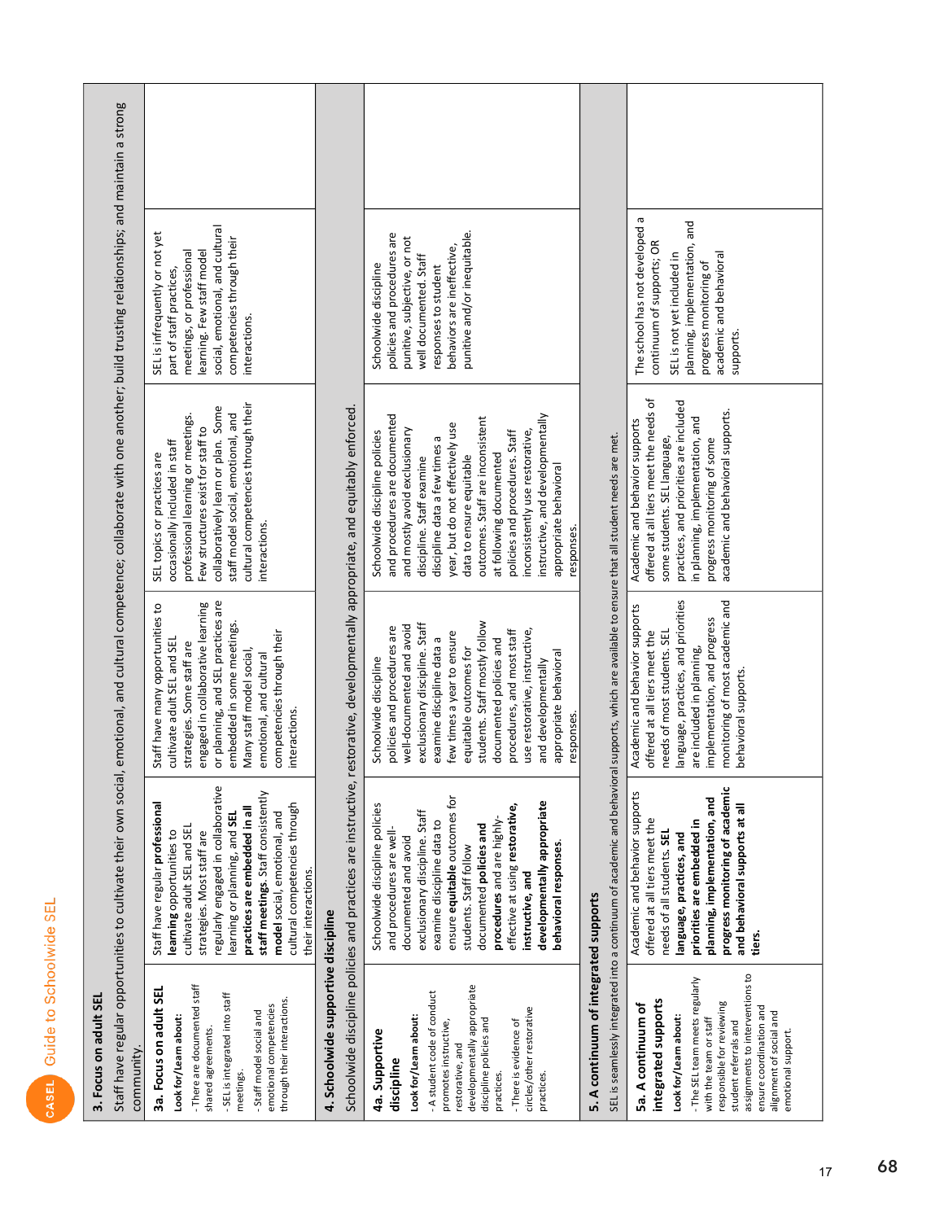## 3. Focus on adult SEL

Staff have regular opportunities to cultivate their own social, emotional, and cultural competence; collaborate with one another; build trusting relationships; and maintain a strong community.

| | | | | |
|---|---|---|---|---|
| **3a. Focus on adult SEL**<br>**Look for/Learn about:**<br>- There are documented staff shared agreements.<br>- SEL is integrated into staff meetings.<br>- Staff model social and emotional competencies through their interactions. | Staff have regular **professional learning** opportunities to cultivate adult SEL and SEL strategies. Most staff are regularly engaged in collaborative learning or planning, and **SEL practices are embedded in all staff meetings.** Staff consistently **model** social, emotional, and cultural competencies through their interactions. | Staff have many opportunities to cultivate adult SEL and SEL strategies. Some staff are engaged in collaborative learning or planning, and SEL practices are embedded in some meetings. Many staff model social, emotional, and cultural competencies through their interactions. | SEL topics or practices are occasionally included in staff professional learning or meetings. Few structures exist for staff to collaboratively learn or plan. Some staff model social, emotional, and cultural competencies through their interactions. | SEL is infrequently or not yet part of staff practices, meetings, or professional learning. Few staff model social, emotional, and cultural competencies through their interactions. |

## 4. Schoolwide supportive discipline

Schoolwide discipline policies and practices are instructive, restorative, developmentally appropriate, and equitably enforced.

| | | | | |
|---|---|---|---|---|
| **4a. Supportive discipline**<br>**Look for/Learn about:**<br>- A student code of conduct promotes instructive, restorative, and developmentally appropriate discipline policies and practices.<br>- There is evidence of circles/other restorative practices. | Schoolwide discipline policies and procedures are well-documented and avoid exclusionary discipline. Staff examine discipline data to ensure **equitable** outcomes for students. Staff follow documented **policies and procedures** and are highly-effective at using **restorative, instructive, and developmentally appropriate behavioral responses.** | Schoolwide discipline policies and procedures are well-documented and avoid exclusionary discipline. Staff examine discipline data a few times a year to ensure equitable outcomes for students. Staff mostly follow documented policies and procedures, and most staff use restorative, instructive, and developmentally appropriate behavioral responses. | Schoolwide discipline policies and procedures are documented and mostly avoid exclusionary discipline. Staff examine discipline data a few times a year, but do not effectively use data to ensure equitable outcomes. Staff are inconsistent at following documented policies and procedures. Staff inconsistently use restorative, instructive, and developmentally appropriate behavioral responses. | Schoolwide discipline policies and procedures are punitive, subjective, or not well documented. Staff responses to student behaviors are ineffective, punitive and/or inequitable. |

## 5. A continuum of integrated supports

SEL is seamlessly integrated into a continuum of academic and behavioral supports, which are available to ensure that all student needs are met.

| | | | | |
|---|---|---|---|---|
| **5a. A continuum of integrated supports**<br>**Look for/Learn about:**<br>- The SEL team meets regularly with the team or staff responsible for reviewing student referrals and assignments to interventions to ensure coordination and alignment of social and emotional support. | Academic and behavior supports offered at all tiers meet the needs of all students. **SEL language, practices, and priorities are embedded in planning, implementation, and progress monitoring of academic and behavioral supports at all tiers.** | Academic and behavior supports offered at all tiers meet the needs of most students. SEL language, practices, and priorities are included in planning, implementation, and progress monitoring of most academic and behavioral supports. | Academic and behavior supports offered at all tiers meet the needs of some students. SEL language, practices, and priorities are included in planning, implementation, and progress monitoring of some academic and behavioral supports. | The school has not developed a continuum of supports; OR SEL is not yet included in planning, implementation, and progress monitoring of academic and behavioral supports. |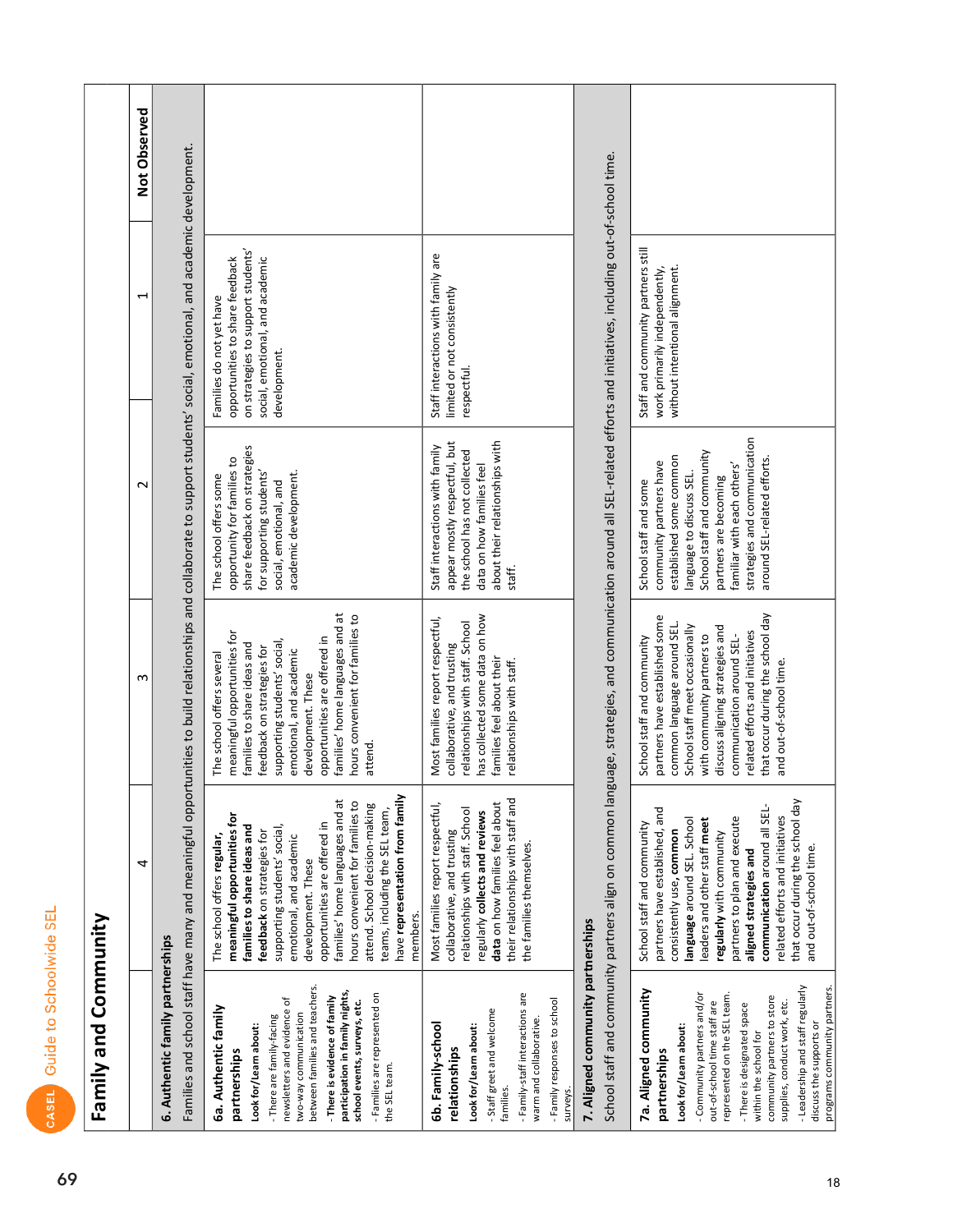## Family and Community

| | 4 | 3 | 2 | 1 | Not Observed |
|---|---|---|---|---|---|
| **6. Authentic family partnerships** Families and school staff have many and meaningful opportunities to build relationships and collaborate to support students' social, emotional, and academic development. | | | | | |
| **6a. Authentic family partnerships** **Look for/Learn about:** - There are family-facing newsletters and evidence of two-way communication between families and teachers. - **There is evidence of family participation in family nights, school events, surveys, etc.** - Families are represented on the SEL team. | The school offers **regular, meaningful opportunities for families to share ideas and feedback** on strategies for supporting students' social, emotional, and academic development. These opportunities are offered in families' home languages and at hours convenient for families to attend. School decision-making teams, including the SEL team, have **representation from family** members. | The school offers several meaningful opportunities for families to share ideas and feedback on strategies for supporting students' social, emotional, and academic development. These opportunities are offered in families' home languages and at hours convenient for families to attend. | The school offers some opportunity for families to share feedback on strategies for supporting students' social, emotional, and academic development. | Families do not yet have opportunities to share feedback on strategies to support students' social, emotional, and academic development. | |
| **6b. Family-school relationships** **Look for/Learn about:** - Staff greet and welcome families. - Family-staff interactions are warm and collaborative. - Family responses to school surveys. | Most families report respectful, collaborative, and trusting relationships with staff. School **regularly collects and reviews data** on how families feel about their relationships with staff and the families themselves. | Most families report respectful, collaborative, and trusting relationships with staff. School has collected some data on how families feel about their relationships with staff. | Staff interactions with family appear mostly respectful, but the school has not collected data on how families feel about their relationships with staff. | Staff interactions with family are limited or not consistently respectful. | |
| **7. Aligned community partnerships** School staff and community partners align on common language, strategies, and communication around all SEL-related efforts and initiatives, including out-of-school time. | | | | | |
| **7a. Aligned community partnerships** **Look for/Learn about:** - Community partners and/or out-of-school time staff are represented on the SEL team. - There is designated space within the school for community partners to store supplies, conduct work, etc. - Leadership and staff regularly discuss the supports or programs community partners. | School staff and community partners have established, and consistently use, **common language** around SEL. School leaders and other staff **meet regularly** with community partners to plan and execute **aligned strategies and communication** around all SEL-related efforts and initiatives that occur during the school day and out-of-school time. | School staff and community partners have established some common language around SEL. School staff meet occasionally with community partners to discuss aligning strategies and communication around SEL-related efforts and initiatives that occur during the school day and out-of-school time. | School staff and some community partners have established some common language to discuss SEL. School staff and community partners are becoming familiar with each others' strategies and communication around SEL-related efforts. | Staff and community partners still work primarily independently, without intentional alignment. | |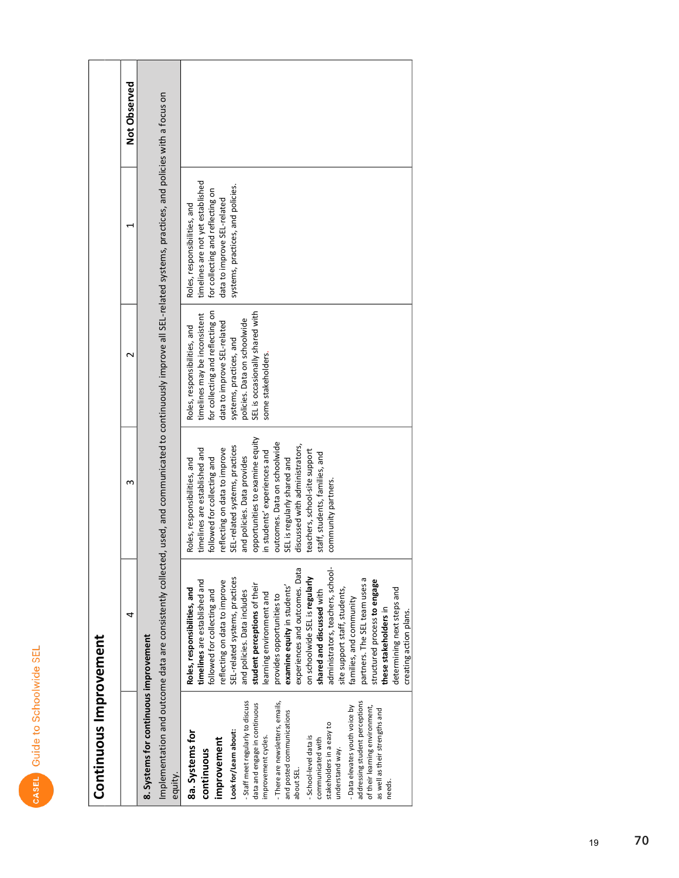## Continuous Improvement

| | 4 | 3 | 2 | 1 | Not Observed |
|---|---|---|---|---|---|
| **8. Systems for continuous improvement**<br>Implementation and outcome data are consistently collected, used, and communicated to continuously improve all SEL-related systems, practices, and policies with a focus on equity. | | | | | |
| **8a. Systems for continuous improvement**<br>**Look for/Learn about:**<br>- Staff meet regularly to discuss data and engage in continuous improvement cycles.<br>- There are newsletters, emails, and posted communications about SEL.<br>- School-level data is communicated with stakeholders in a easy to understand way.<br>- Data elevates youth voice by addressing student perceptions of their learning environment, as well as their strengths and needs. | **Roles, responsibilities, and timelines** are established and followed for collecting and reflecting on data to improve SEL-related systems, practices and policies. Data includes **student perceptions** of their learning environment and provides opportunities to **examine equity** in students' experiences and outcomes. Data on schoolwide SEL is **regularly shared and discussed** with administrators, teachers, school-site support staff, students, families, and community partners. The SEL team uses a structured process **to engage these stakeholders** in determining next steps and creating action plans. | Roles, responsibilities, and timelines are established and followed for collecting and reflecting on data to improve SEL-related systems, practices and policies. Data provides opportunities to examine equity in students' experiences and outcomes. Data on schoolwide SEL is regularly shared and discussed with administrators, teachers, school-site support staff, students, families, and community partners. | Roles, responsibilities, and timelines may be inconsistent for collecting and reflecting on data to improve SEL-related systems, practices, and policies. Data on schoolwide SEL is occasionally shared with some stakeholders. | Roles, responsibilities, and timelines are not yet established for collecting and reflecting on data to improve SEL-related systems, practices, and policies. | |